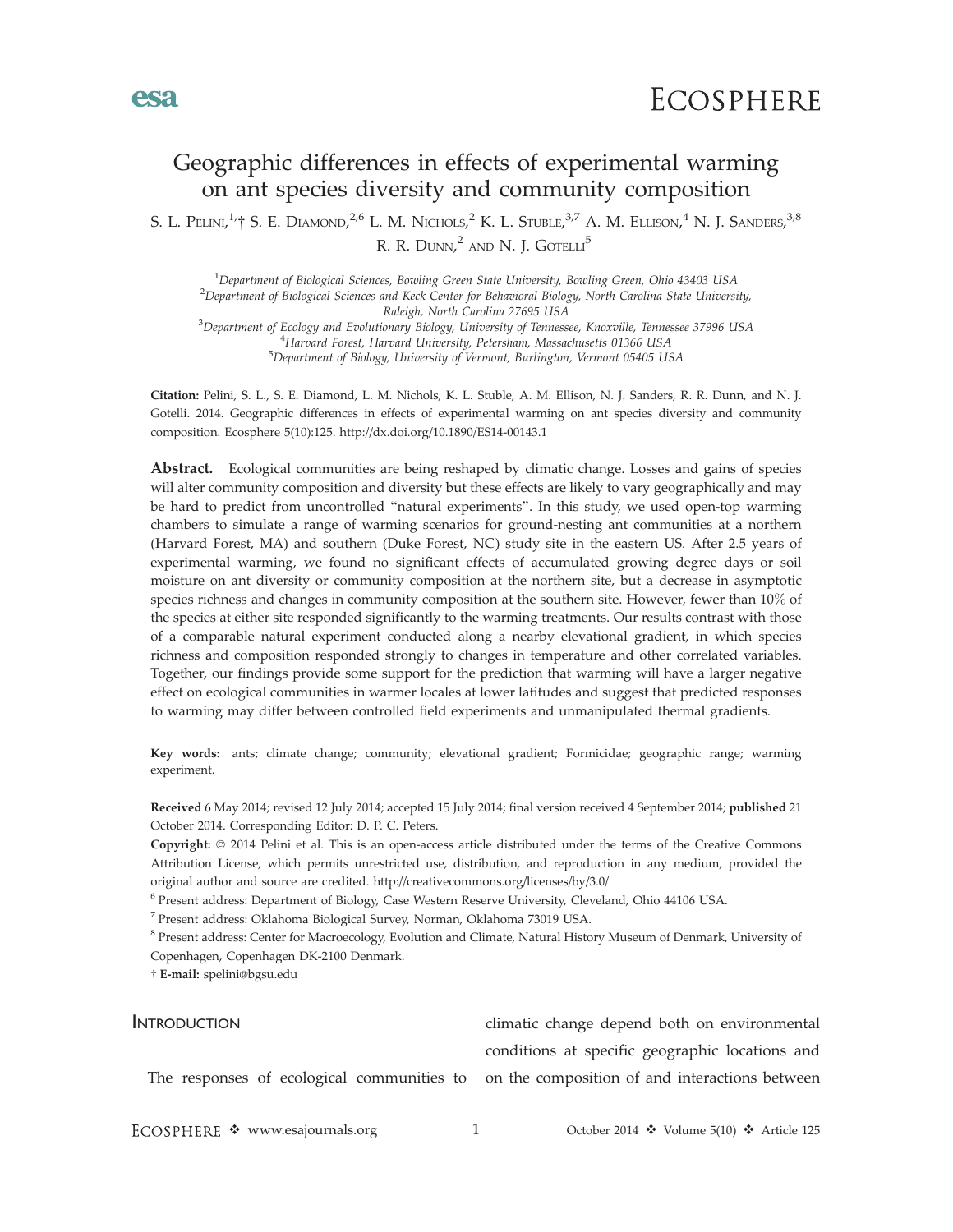# Geographic differences in effects of experimental warming on ant species diversity and community composition

S. L. Pelini,[1,†] S. E. Diamond,[2,6] L. M. Nichols,[2] K. L. Stuble,[3,7] A. M. Ellison,[4] N. J. Sanders,[3,8] R. R. Dunn,[2] and N. J. Gotelli[5]

[1]Department of Biological Sciences, Bowling Green State University, Bowling Green, Ohio 43403 USA
[2]Department of Biological Sciences and Keck Center for Behavioral Biology, North Carolina State University, Raleigh, North Carolina 27695 USA
[3]Department of Ecology and Evolutionary Biology, University of Tennessee, Knoxville, Tennessee 37996 USA
[4]Harvard Forest, Harvard University, Petersham, Massachusetts 01366 USA
[5]Department of Biology, University of Vermont, Burlington, Vermont 05405 USA

**Citation:** Pelini, S. L., S. E. Diamond, L. M. Nichols, K. L. Stuble, A. M. Ellison, N. J. Sanders, R. R. Dunn, and N. J. Gotelli. 2014. Geographic differences in effects of experimental warming on ant species diversity and community composition. Ecosphere 5(10):125. http://dx.doi.org/10.1890/ES14-00143.1

**Abstract.** Ecological communities are being reshaped by climatic change. Losses and gains of species will alter community composition and diversity but these effects are likely to vary geographically and may be hard to predict from uncontrolled "natural experiments". In this study, we used open-top warming chambers to simulate a range of warming scenarios for ground-nesting ant communities at a northern (Harvard Forest, MA) and southern (Duke Forest, NC) study site in the eastern US. After 2.5 years of experimental warming, we found no significant effects of accumulated growing degree days or soil moisture on ant diversity or community composition at the northern site, but a decrease in asymptotic species richness and changes in community composition at the southern site. However, fewer than 10% of the species at either site responded significantly to the warming treatments. Our results contrast with those of a comparable natural experiment conducted along a nearby elevational gradient, in which species richness and composition responded strongly to changes in temperature and other correlated variables. Together, our findings provide some support for the prediction that warming will have a larger negative effect on ecological communities in warmer locales at lower latitudes and suggest that predicted responses to warming may differ between controlled field experiments and unmanipulated thermal gradients.

**Key words:** ants; climate change; community; elevational gradient; Formicidae; geographic range; warming experiment.

**Received** 6 May 2014; revised 12 July 2014; accepted 15 July 2014; final version received 4 September 2014; **published** 21 October 2014. Corresponding Editor: D. P. C. Peters.

**Copyright:** © 2014 Pelini et al. This is an open-access article distributed under the terms of the Creative Commons Attribution License, which permits unrestricted use, distribution, and reproduction in any medium, provided the original author and source are credited. http://creativecommons.org/licenses/by/3.0/

[6] Present address: Department of Biology, Case Western Reserve University, Cleveland, Ohio 44106 USA.

[7] Present address: Oklahoma Biological Survey, Norman, Oklahoma 73019 USA.

[8] Present address: Center for Macroecology, Evolution and Climate, Natural History Museum of Denmark, University of Copenhagen, Copenhagen DK-2100 Denmark.

† **E-mail:** spelini@bgsu.edu

## Introduction

The responses of ecological communities to climatic change depend both on environmental conditions at specific geographic locations and on the composition of and interactions between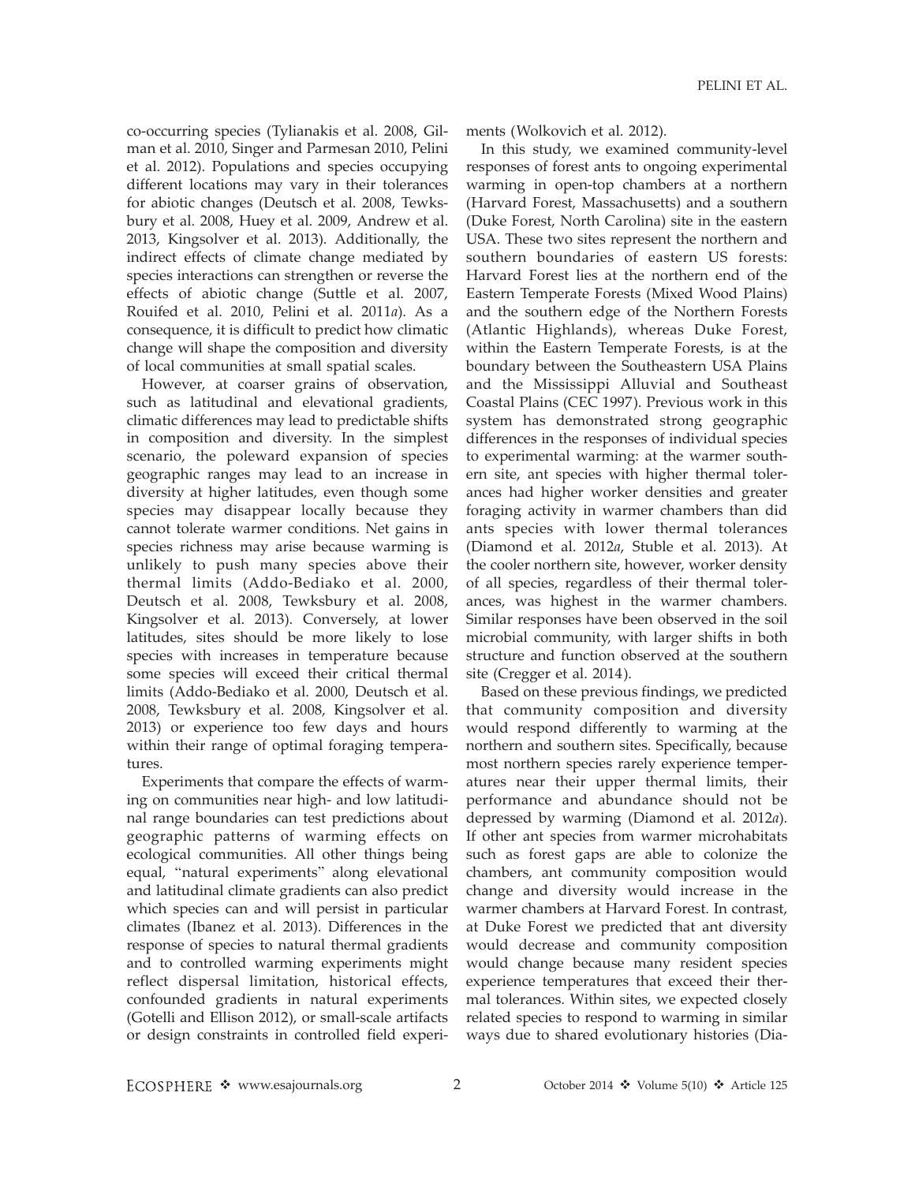co-occurring species (Tylianakis et al. 2008, Gilman et al. 2010, Singer and Parmesan 2010, Pelini et al. 2012). Populations and species occupying different locations may vary in their tolerances for abiotic changes (Deutsch et al. 2008, Tewksbury et al. 2008, Huey et al. 2009, Andrew et al. 2013, Kingsolver et al. 2013). Additionally, the indirect effects of climate change mediated by species interactions can strengthen or reverse the effects of abiotic change (Suttle et al. 2007, Rouifed et al. 2010, Pelini et al. 2011*a*). As a consequence, it is difficult to predict how climatic change will shape the composition and diversity of local communities at small spatial scales.

However, at coarser grains of observation, such as latitudinal and elevational gradients, climatic differences may lead to predictable shifts in composition and diversity. In the simplest scenario, the poleward expansion of species geographic ranges may lead to an increase in diversity at higher latitudes, even though some species may disappear locally because they cannot tolerate warmer conditions. Net gains in species richness may arise because warming is unlikely to push many species above their thermal limits (Addo-Bediako et al. 2000, Deutsch et al. 2008, Tewksbury et al. 2008, Kingsolver et al. 2013). Conversely, at lower latitudes, sites should be more likely to lose species with increases in temperature because some species will exceed their critical thermal limits (Addo-Bediako et al. 2000, Deutsch et al. 2008, Tewksbury et al. 2008, Kingsolver et al. 2013) or experience too few days and hours within their range of optimal foraging temperatures.

Experiments that compare the effects of warming on communities near high- and low latitudinal range boundaries can test predictions about geographic patterns of warming effects on ecological communities. All other things being equal, "natural experiments" along elevational and latitudinal climate gradients can also predict which species can and will persist in particular climates (Ibanez et al. 2013). Differences in the response of species to natural thermal gradients and to controlled warming experiments might reflect dispersal limitation, historical effects, confounded gradients in natural experiments (Gotelli and Ellison 2012), or small-scale artifacts or design constraints in controlled field experiments (Wolkovich et al. 2012).

In this study, we examined community-level responses of forest ants to ongoing experimental warming in open-top chambers at a northern (Harvard Forest, Massachusetts) and a southern (Duke Forest, North Carolina) site in the eastern USA. These two sites represent the northern and southern boundaries of eastern US forests: Harvard Forest lies at the northern end of the Eastern Temperate Forests (Mixed Wood Plains) and the southern edge of the Northern Forests (Atlantic Highlands), whereas Duke Forest, within the Eastern Temperate Forests, is at the boundary between the Southeastern USA Plains and the Mississippi Alluvial and Southeast Coastal Plains (CEC 1997). Previous work in this system has demonstrated strong geographic differences in the responses of individual species to experimental warming: at the warmer southern site, ant species with higher thermal tolerances had higher worker densities and greater foraging activity in warmer chambers than did ants species with lower thermal tolerances (Diamond et al. 2012*a*, Stuble et al. 2013). At the cooler northern site, however, worker density of all species, regardless of their thermal tolerances, was highest in the warmer chambers. Similar responses have been observed in the soil microbial community, with larger shifts in both structure and function observed at the southern site (Cregger et al. 2014).

Based on these previous findings, we predicted that community composition and diversity would respond differently to warming at the northern and southern sites. Specifically, because most northern species rarely experience temperatures near their upper thermal limits, their performance and abundance should not be depressed by warming (Diamond et al. 2012*a*). If other ant species from warmer microhabitats such as forest gaps are able to colonize the chambers, ant community composition would change and diversity would increase in the warmer chambers at Harvard Forest. In contrast, at Duke Forest we predicted that ant diversity would decrease and community composition would change because many resident species experience temperatures that exceed their thermal tolerances. Within sites, we expected closely related species to respond to warming in similar ways due to shared evolutionary histories (Dia-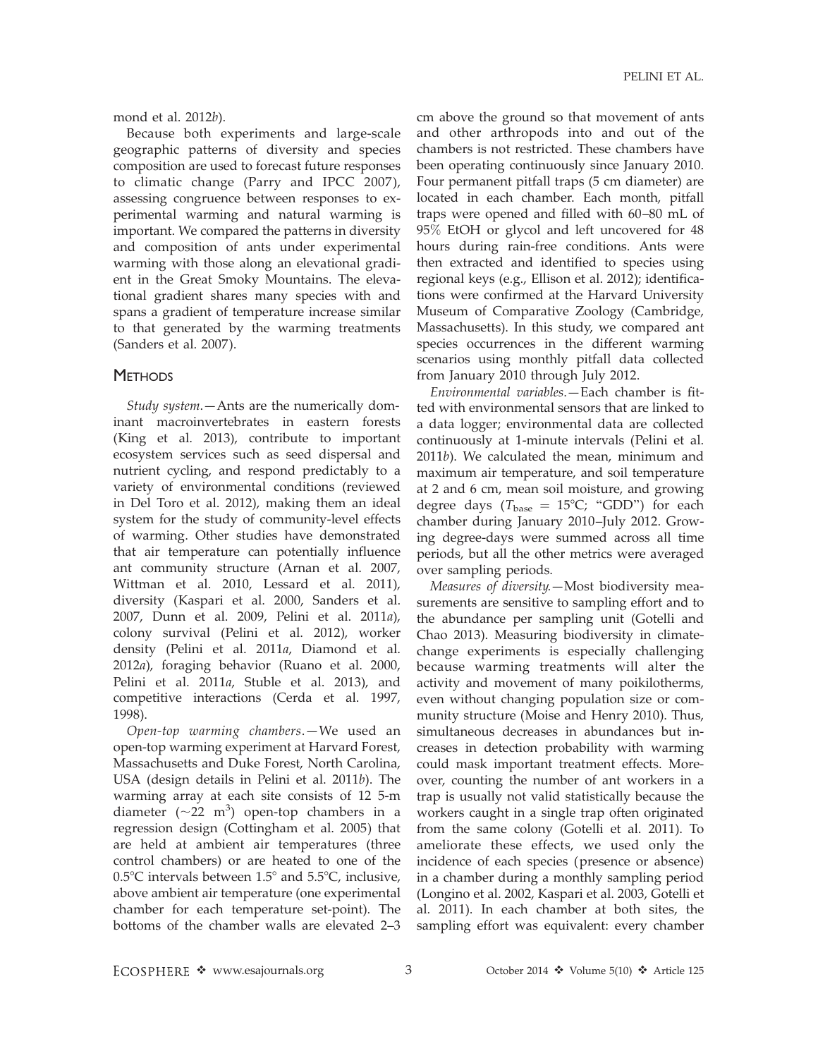mond et al. 2012*b*).

Because both experiments and large-scale geographic patterns of diversity and species composition are used to forecast future responses to climatic change (Parry and IPCC 2007), assessing congruence between responses to experimental warming and natural warming is important. We compared the patterns in diversity and composition of ants under experimental warming with those along an elevational gradient in the Great Smoky Mountains. The elevational gradient shares many species with and spans a gradient of temperature increase similar to that generated by the warming treatments (Sanders et al. 2007).

## Methods

*Study system*.—Ants are the numerically dominant macroinvertebrates in eastern forests (King et al. 2013), contribute to important ecosystem services such as seed dispersal and nutrient cycling, and respond predictably to a variety of environmental conditions (reviewed in Del Toro et al. 2012), making them an ideal system for the study of community-level effects of warming. Other studies have demonstrated that air temperature can potentially influence ant community structure (Arnan et al. 2007, Wittman et al. 2010, Lessard et al. 2011), diversity (Kaspari et al. 2000, Sanders et al. 2007, Dunn et al. 2009, Pelini et al. 2011*a*), colony survival (Pelini et al. 2012), worker density (Pelini et al. 2011*a*, Diamond et al. 2012*a*), foraging behavior (Ruano et al. 2000, Pelini et al. 2011*a*, Stuble et al. 2013), and competitive interactions (Cerda et al. 1997, 1998).

*Open-top warming chambers*.—We used an open-top warming experiment at Harvard Forest, Massachusetts and Duke Forest, North Carolina, USA (design details in Pelini et al. 2011*b*). The warming array at each site consists of 12 5-m diameter (~22 m$^3$) open-top chambers in a regression design (Cottingham et al. 2005) that are held at ambient air temperatures (three control chambers) or are heated to one of the 0.5°C intervals between 1.5° and 5.5°C, inclusive, above ambient air temperature (one experimental chamber for each temperature set-point). The bottoms of the chamber walls are elevated 2–3 cm above the ground so that movement of ants and other arthropods into and out of the chambers is not restricted. These chambers have been operating continuously since January 2010. Four permanent pitfall traps (5 cm diameter) are located in each chamber. Each month, pitfall traps were opened and filled with 60–80 mL of 95% EtOH or glycol and left uncovered for 48 hours during rain-free conditions. Ants were then extracted and identified to species using regional keys (e.g., Ellison et al. 2012); identifications were confirmed at the Harvard University Museum of Comparative Zoology (Cambridge, Massachusetts). In this study, we compared ant species occurrences in the different warming scenarios using monthly pitfall data collected from January 2010 through July 2012.

*Environmental variables*.—Each chamber is fitted with environmental sensors that are linked to a data logger; environmental data are collected continuously at 1-minute intervals (Pelini et al. 2011*b*). We calculated the mean, minimum and maximum air temperature, and soil temperature at 2 and 6 cm, mean soil moisture, and growing degree days ($T_{\text{base}}$ = 15°C; "GDD") for each chamber during January 2010–July 2012. Growing degree-days were summed across all time periods, but all the other metrics were averaged over sampling periods.

*Measures of diversity*.—Most biodiversity measurements are sensitive to sampling effort and to the abundance per sampling unit (Gotelli and Chao 2013). Measuring biodiversity in climate-change experiments is especially challenging because warming treatments will alter the activity and movement of many poikilotherms, even without changing population size or community structure (Moise and Henry 2010). Thus, simultaneous decreases in abundances but increases in detection probability with warming could mask important treatment effects. Moreover, counting the number of ant workers in a trap is usually not valid statistically because the workers caught in a single trap often originated from the same colony (Gotelli et al. 2011). To ameliorate these effects, we used only the incidence of each species (presence or absence) in a chamber during a monthly sampling period (Longino et al. 2002, Kaspari et al. 2003, Gotelli et al. 2011). In each chamber at both sites, the sampling effort was equivalent: every chamber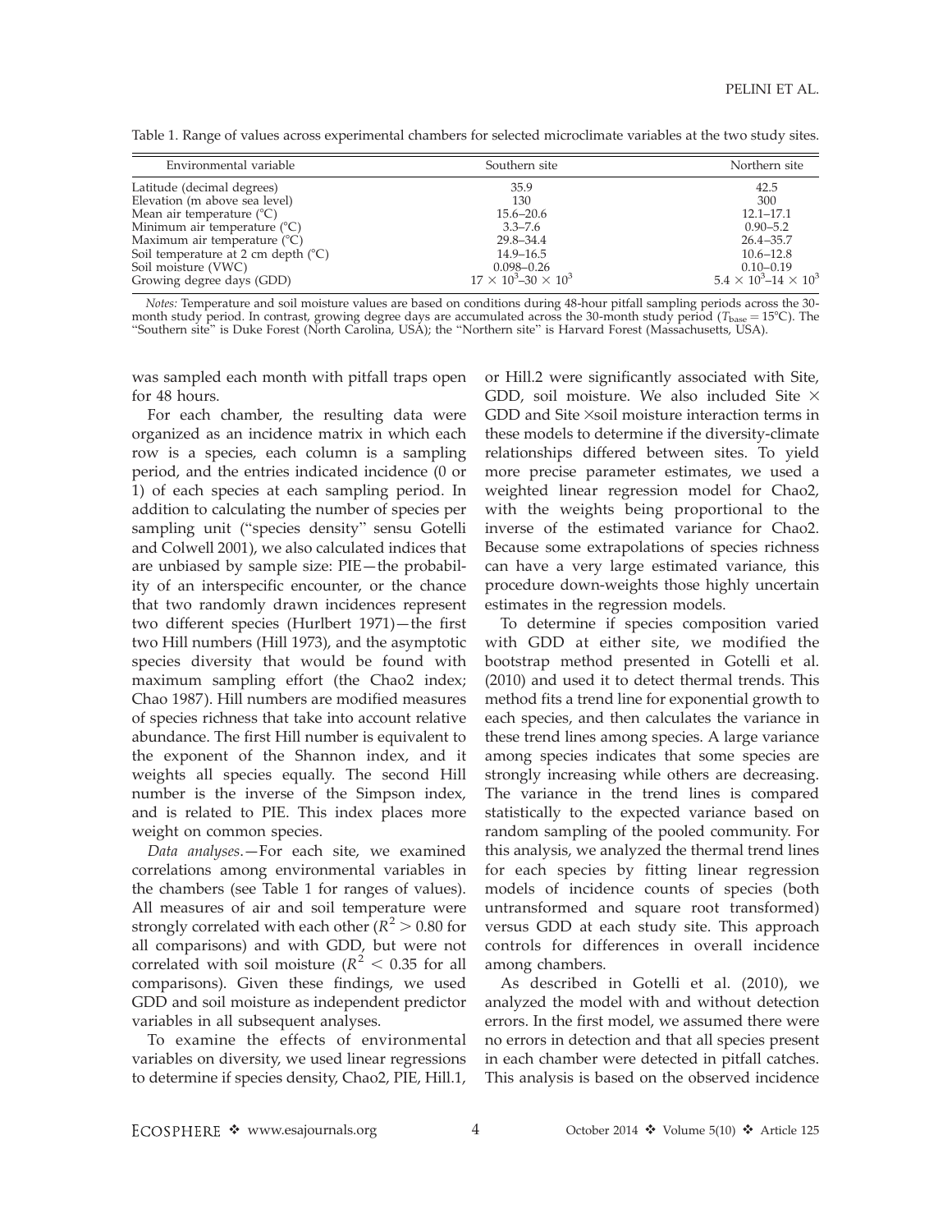Table 1. Range of values across experimental chambers for selected microclimate variables at the two study sites.

| Environmental variable | Southern site | Northern site |
|---|---|---|
| Latitude (decimal degrees) | 35.9 | 42.5 |
| Elevation (m above sea level) | 130 | 300 |
| Mean air temperature (°C) | 15.6–20.6 | 12.1–17.1 |
| Minimum air temperature (°C) | 3.3–7.6 | 0.90–5.2 |
| Maximum air temperature (°C) | 29.8–34.4 | 26.4–35.7 |
| Soil temperature at 2 cm depth (°C) | 14.9–16.5 | 10.6–12.8 |
| Soil moisture (VWC) | 0.098–0.26 | 0.10–0.19 |
| Growing degree days (GDD) | $17 \times 10^3$–$30 \times 10^3$ | $5.4 \times 10^3$–$14 \times 10^3$ |

*Notes:* Temperature and soil moisture values are based on conditions during 48-hour pitfall sampling periods across the 30-month study period. In contrast, growing degree days are accumulated across the 30-month study period ($T_{base} = 15$°C). The "Southern site" is Duke Forest (North Carolina, USA); the "Northern site" is Harvard Forest (Massachusetts, USA).

was sampled each month with pitfall traps open for 48 hours.

For each chamber, the resulting data were organized as an incidence matrix in which each row is a species, each column is a sampling period, and the entries indicated incidence (0 or 1) of each species at each sampling period. In addition to calculating the number of species per sampling unit ("species density" sensu Gotelli and Colwell 2001), we also calculated indices that are unbiased by sample size: PIE—the probability of an interspecific encounter, or the chance that two randomly drawn incidences represent two different species (Hurlbert 1971)—the first two Hill numbers (Hill 1973), and the asymptotic species diversity that would be found with maximum sampling effort (the Chao2 index; Chao 1987). Hill numbers are modified measures of species richness that take into account relative abundance. The first Hill number is equivalent to the exponent of the Shannon index, and it weights all species equally. The second Hill number is the inverse of the Simpson index, and is related to PIE. This index places more weight on common species.

*Data analyses.*—For each site, we examined correlations among environmental variables in the chambers (see Table 1 for ranges of values). All measures of air and soil temperature were strongly correlated with each other ($R^2 > 0.80$ for all comparisons) and with GDD, but were not correlated with soil moisture ($R^2 < 0.35$ for all comparisons). Given these findings, we used GDD and soil moisture as independent predictor variables in all subsequent analyses.

To examine the effects of environmental variables on diversity, we used linear regressions to determine if species density, Chao2, PIE, Hill.1, or Hill.2 were significantly associated with Site, GDD, soil moisture. We also included Site × GDD and Site ×soil moisture interaction terms in these models to determine if the diversity-climate relationships differed between sites. To yield more precise parameter estimates, we used a weighted linear regression model for Chao2, with the weights being proportional to the inverse of the estimated variance for Chao2. Because some extrapolations of species richness can have a very large estimated variance, this procedure down-weights those highly uncertain estimates in the regression models.

To determine if species composition varied with GDD at either site, we modified the bootstrap method presented in Gotelli et al. (2010) and used it to detect thermal trends. This method fits a trend line for exponential growth to each species, and then calculates the variance in these trend lines among species. A large variance among species indicates that some species are strongly increasing while others are decreasing. The variance in the trend lines is compared statistically to the expected variance based on random sampling of the pooled community. For this analysis, we analyzed the thermal trend lines for each species by fitting linear regression models of incidence counts of species (both untransformed and square root transformed) versus GDD at each study site. This approach controls for differences in overall incidence among chambers.

As described in Gotelli et al. (2010), we analyzed the model with and without detection errors. In the first model, we assumed there were no errors in detection and that all species present in each chamber were detected in pitfall catches. This analysis is based on the observed incidence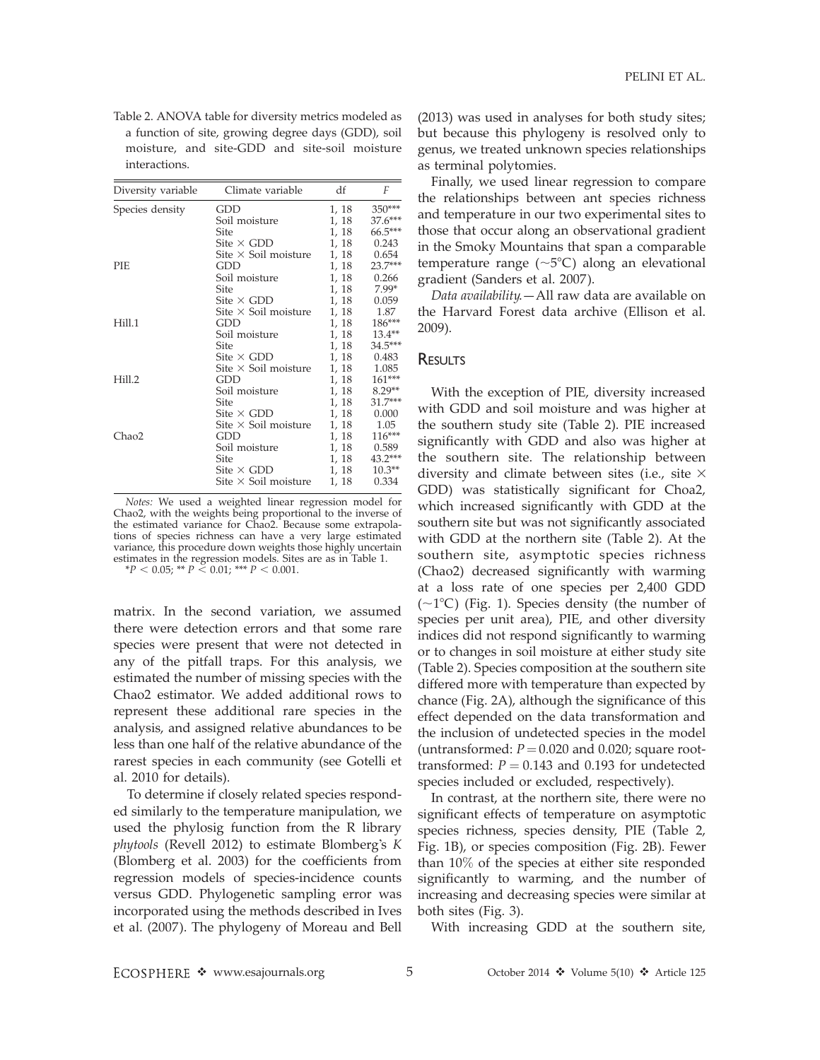Table 2. ANOVA table for diversity metrics modeled as a function of site, growing degree days (GDD), soil moisture, and site-GDD and site-soil moisture interactions.

| Diversity variable | Climate variable | df | $F$ |
|---|---|---|---|
| Species density | GDD | 1, 18 | 350*** |
| | Soil moisture | 1, 18 | 37.6*** |
| | Site | 1, 18 | 66.5*** |
| | Site × GDD | 1, 18 | 0.243 |
| | Site × Soil moisture | 1, 18 | 0.654 |
| PIE | GDD | 1, 18 | 23.7*** |
| | Soil moisture | 1, 18 | 0.266 |
| | Site | 1, 18 | 7.99* |
| | Site × GDD | 1, 18 | 0.059 |
| | Site × Soil moisture | 1, 18 | 1.87 |
| Hill.1 | GDD | 1, 18 | 186*** |
| | Soil moisture | 1, 18 | 13.4** |
| | Site | 1, 18 | 34.5*** |
| | Site × GDD | 1, 18 | 0.483 |
| | Site × Soil moisture | 1, 18 | 1.085 |
| Hill.2 | GDD | 1, 18 | 161*** |
| | Soil moisture | 1, 18 | 8.29** |
| | Site | 1, 18 | 31.7*** |
| | Site × GDD | 1, 18 | 0.000 |
| | Site × Soil moisture | 1, 18 | 1.05 |
| Chao2 | GDD | 1, 18 | 116*** |
| | Soil moisture | 1, 18 | 0.589 |
| | Site | 1, 18 | 43.2*** |
| | Site × GDD | 1, 18 | 10.3** |
| | Site × Soil moisture | 1, 18 | 0.334 |

*Notes:* We used a weighted linear regression model for Chao2, with the weights being proportional to the inverse of the estimated variance for Chao2. Because some extrapolations of species richness can have a very large estimated variance, this procedure down weights those highly uncertain estimates in the regression models. Sites are as in Table 1.
* $P < 0.05$; ** $P < 0.01$; *** $P < 0.001$.

matrix. In the second variation, we assumed there were detection errors and that some rare species were present that were not detected in any of the pitfall traps. For this analysis, we estimated the number of missing species with the Chao2 estimator. We added additional rows to represent these additional rare species in the analysis, and assigned relative abundances to be less than one half of the relative abundance of the rarest species in each community (see Gotelli et al. 2010 for details).

To determine if closely related species responded similarly to the temperature manipulation, we used the phylosig function from the R library *phytools* (Revell 2012) to estimate Blomberg's $K$ (Blomberg et al. 2003) for the coefficients from regression models of species-incidence counts versus GDD. Phylogenetic sampling error was incorporated using the methods described in Ives et al. (2007). The phylogeny of Moreau and Bell (2013) was used in analyses for both study sites; but because this phylogeny is resolved only to genus, we treated unknown species relationships as terminal polytomies.

Finally, we used linear regression to compare the relationships between ant species richness and temperature in our two experimental sites to those that occur along an observational gradient in the Smoky Mountains that span a comparable temperature range (~5°C) along an elevational gradient (Sanders et al. 2007).

*Data availability.*—All raw data are available on the Harvard Forest data archive (Ellison et al. 2009).

## Results

With the exception of PIE, diversity increased with GDD and soil moisture and was higher at the southern study site (Table 2). PIE increased significantly with GDD and also was higher at the southern site. The relationship between diversity and climate between sites (i.e., site × GDD) was statistically significant for Choa2, which increased significantly with GDD at the southern site but was not significantly associated with GDD at the northern site (Table 2). At the southern site, asymptotic species richness (Chao2) decreased significantly with warming at a loss rate of one species per 2,400 GDD (~1°C) (Fig. 1). Species density (the number of species per unit area), PIE, and other diversity indices did not respond significantly to warming or to changes in soil moisture at either study site (Table 2). Species composition at the southern site differed more with temperature than expected by chance (Fig. 2A), although the significance of this effect depended on the data transformation and the inclusion of undetected species in the model (untransformed: $P = 0.020$ and 0.020; square root-transformed: $P = 0.143$ and 0.193 for undetected species included or excluded, respectively).

In contrast, at the northern site, there were no significant effects of temperature on asymptotic species richness, species density, PIE (Table 2, Fig. 1B), or species composition (Fig. 2B). Fewer than 10% of the species at either site responded significantly to warming, and the number of increasing and decreasing species were similar at both sites (Fig. 3).

With increasing GDD at the southern site,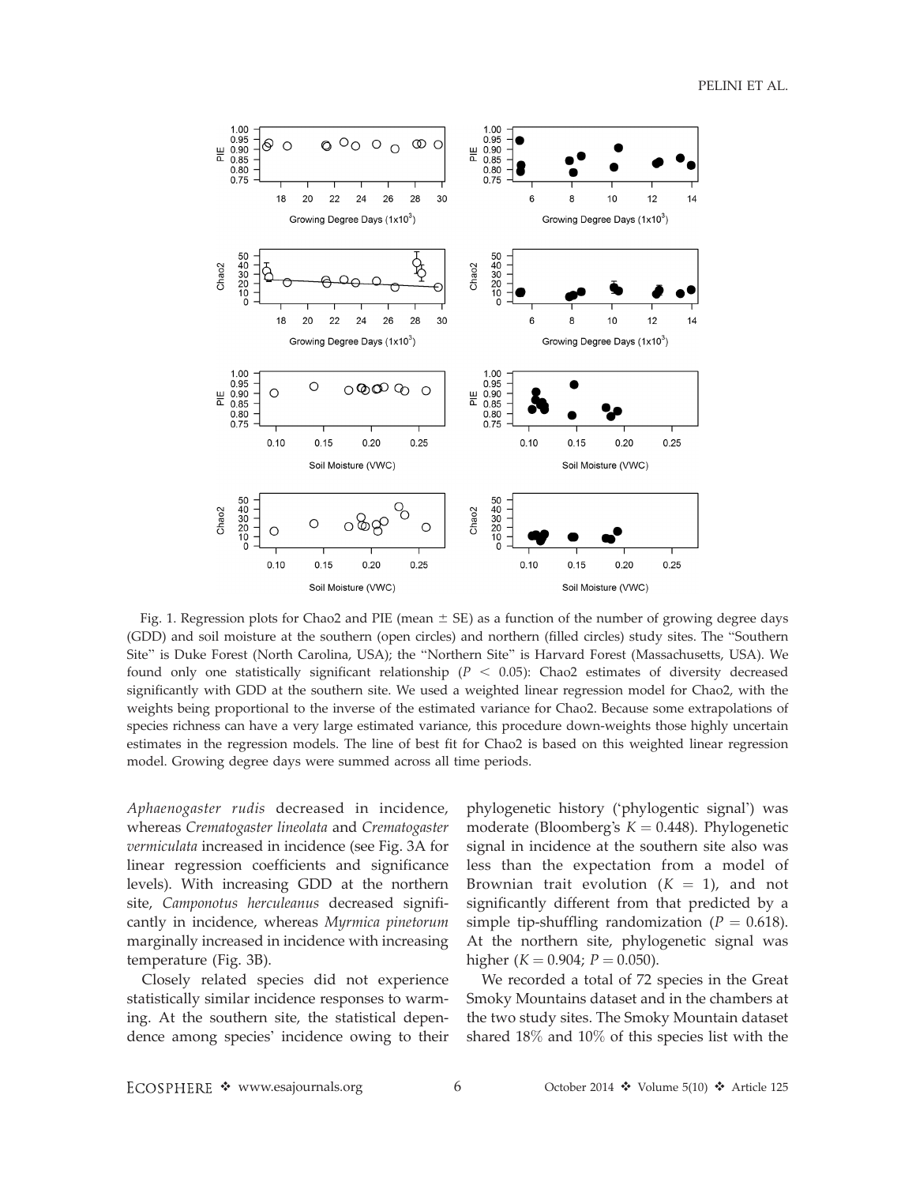Fig. 1. Regression plots for Chao2 and PIE (mean ± SE) as a function of the number of growing degree days (GDD) and soil moisture at the southern (open circles) and northern (filled circles) study sites. The "Southern Site" is Duke Forest (North Carolina, USA); the "Northern Site" is Harvard Forest (Massachusetts, USA). We found only one statistically significant relationship ($P < 0.05$): Chao2 estimates of diversity decreased significantly with GDD at the southern site. We used a weighted linear regression model for Chao2, with the weights being proportional to the inverse of the estimated variance for Chao2. Because some extrapolations of species richness can have a very large estimated variance, this procedure down-weights those highly uncertain estimates in the regression models. The line of best fit for Chao2 is based on this weighted linear regression model. Growing degree days were summed across all time periods.

*Aphaenogaster rudis* decreased in incidence, whereas *Crematogaster lineolata* and *Crematogaster vermiculata* increased in incidence (see Fig. 3A for linear regression coefficients and significance levels). With increasing GDD at the northern site, *Camponotus herculeanus* decreased significantly in incidence, whereas *Myrmica pinetorum* marginally increased in incidence with increasing temperature (Fig. 3B).

Closely related species did not experience statistically similar incidence responses to warming. At the southern site, the statistical dependence among species' incidence owing to their phylogenetic history ('phylogentic signal') was moderate (Bloomberg's $K = 0.448$). Phylogenetic signal in incidence at the southern site also was less than the expectation from a model of Brownian trait evolution ($K = 1$), and not significantly different from that predicted by a simple tip-shuffling randomization ($P = 0.618$). At the northern site, phylogenetic signal was higher ($K = 0.904$; $P = 0.050$).

We recorded a total of 72 species in the Great Smoky Mountains dataset and in the chambers at the two study sites. The Smoky Mountain dataset shared 18% and 10% of this species list with the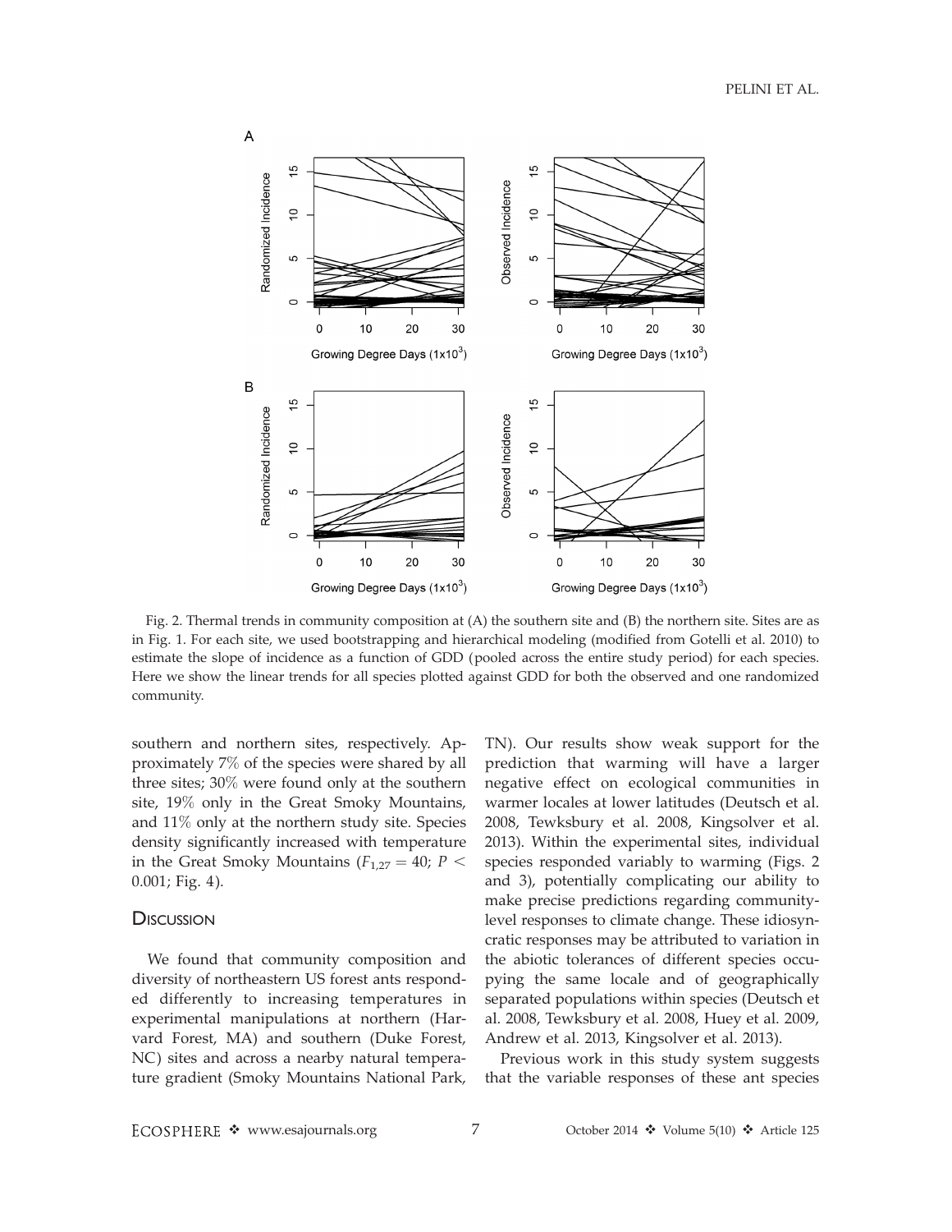Fig. 2. Thermal trends in community composition at (A) the southern site and (B) the northern site. Sites are as in Fig. 1. For each site, we used bootstrapping and hierarchical modeling (modified from Gotelli et al. 2010) to estimate the slope of incidence as a function of GDD (pooled across the entire study period) for each species. Here we show the linear trends for all species plotted against GDD for both the observed and one randomized community.

southern and northern sites, respectively. Approximately 7% of the species were shared by all three sites; 30% were found only at the southern site, 19% only in the Great Smoky Mountains, and 11% only at the northern study site. Species density significantly increased with temperature in the Great Smoky Mountains ($F_{1,27} = 40$; $P < 0.001$; Fig. 4).

## Discussion

We found that community composition and diversity of northeastern US forest ants responded differently to increasing temperatures in experimental manipulations at northern (Harvard Forest, MA) and southern (Duke Forest, NC) sites and across a nearby natural temperature gradient (Smoky Mountains National Park, TN). Our results show weak support for the prediction that warming will have a larger negative effect on ecological communities in warmer locales at lower latitudes (Deutsch et al. 2008, Tewksbury et al. 2008, Kingsolver et al. 2013). Within the experimental sites, individual species responded variably to warming (Figs. 2 and 3), potentially complicating our ability to make precise predictions regarding community-level responses to climate change. These idiosyncratic responses may be attributed to variation in the abiotic tolerances of different species occupying the same locale and of geographically separated populations within species (Deutsch et al. 2008, Tewksbury et al. 2008, Huey et al. 2009, Andrew et al. 2013, Kingsolver et al. 2013).

Previous work in this study system suggests that the variable responses of these ant species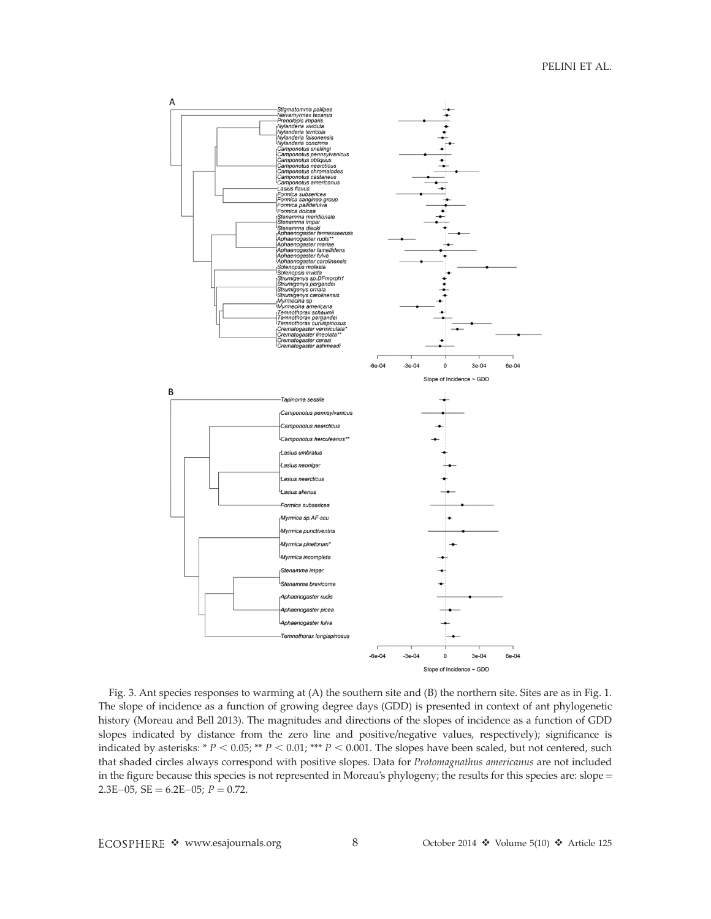Fig. 3. Ant species responses to warming at (A) the southern site and (B) the northern site. Sites are as in Fig. 1. The slope of incidence as a function of growing degree days (GDD) is presented in context of ant phylogenetic history (Moreau and Bell 2013). The magnitudes and directions of the slopes of incidence as a function of GDD slopes indicated by distance from the zero line and positive/negative values, respectively); significance is indicated by asterisks: * $P < 0.05$; ** $P < 0.01$; *** $P < 0.001$. The slopes have been scaled, but not centered, such that shaded circles always correspond with positive slopes. Data for *Protomagnathus americanus* are not included in the figure because this species is not represented in Moreau's phylogeny; the results for this species are: slope = 2.3E−05, SE = 6.2E−05; $P = 0.72$.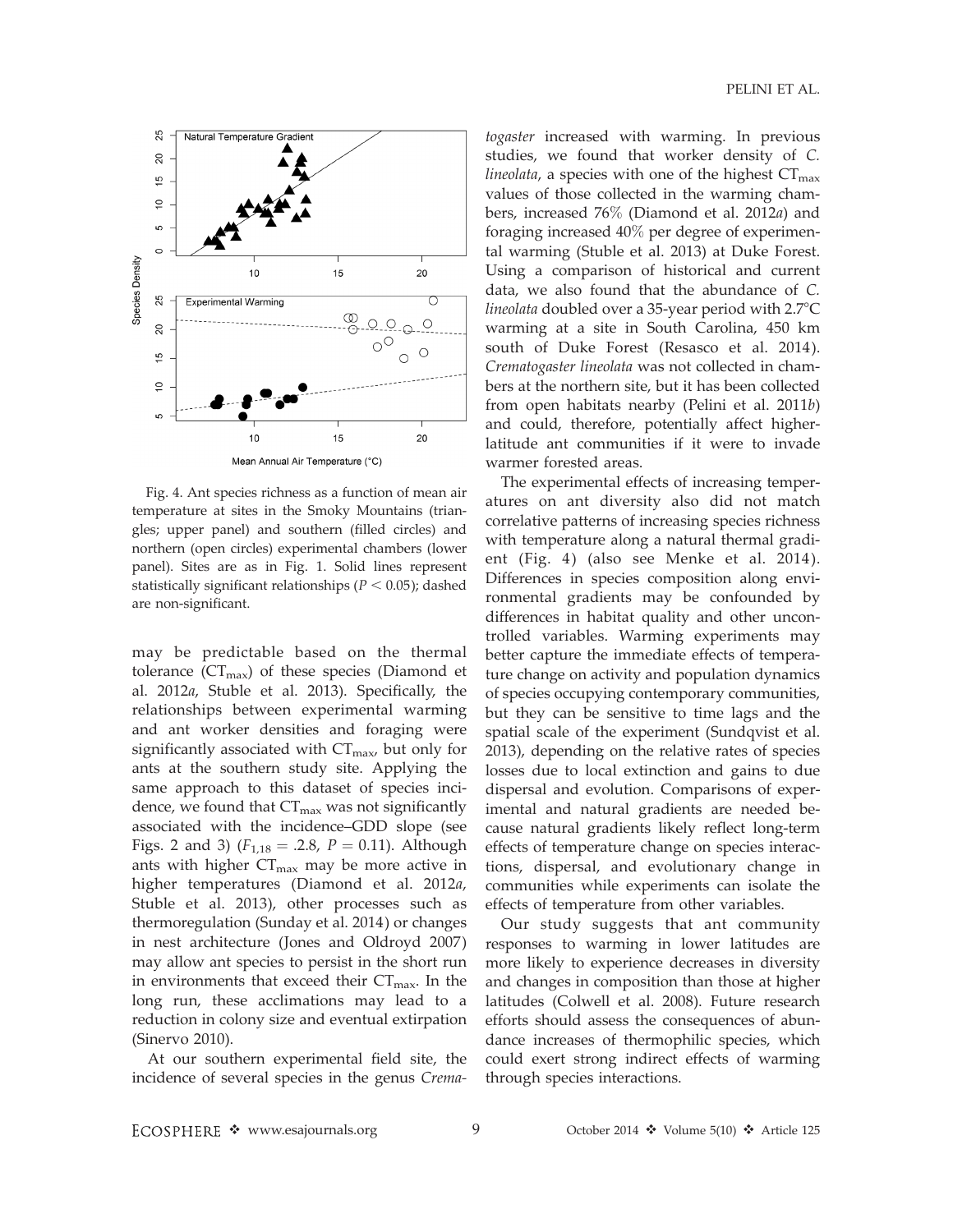Fig. 4. Ant species richness as a function of mean air temperature at sites in the Smoky Mountains (triangles; upper panel) and southern (filled circles) and northern (open circles) experimental chambers (lower panel). Sites are as in Fig. 1. Solid lines represent statistically significant relationships ($P < 0.05$); dashed are non-significant.

may be predictable based on the thermal tolerance ($CT_{max}$) of these species (Diamond et al. 2012*a*, Stuble et al. 2013). Specifically, the relationships between experimental warming and ant worker densities and foraging were significantly associated with $CT_{max}$, but only for ants at the southern study site. Applying the same approach to this dataset of species incidence, we found that $CT_{max}$ was not significantly associated with the incidence–GDD slope (see Figs. 2 and 3) ($F_{1,18} = .2.8$, $P = 0.11$). Although ants with higher $CT_{max}$ may be more active in higher temperatures (Diamond et al. 2012*a*, Stuble et al. 2013), other processes such as thermoregulation (Sunday et al. 2014) or changes in nest architecture (Jones and Oldroyd 2007) may allow ant species to persist in the short run in environments that exceed their $CT_{max}$. In the long run, these acclimations may lead to a reduction in colony size and eventual extirpation (Sinervo 2010).

At our southern experimental field site, the incidence of several species in the genus *Crematogaster* increased with warming. In previous studies, we found that worker density of *C. lineolata*, a species with one of the highest $CT_{max}$ values of those collected in the warming chambers, increased 76% (Diamond et al. 2012*a*) and foraging increased 40% per degree of experimental warming (Stuble et al. 2013) at Duke Forest. Using a comparison of historical and current data, we also found that the abundance of *C. lineolata* doubled over a 35-year period with 2.7°C warming at a site in South Carolina, 450 km south of Duke Forest (Resasco et al. 2014). *Crematogaster lineolata* was not collected in chambers at the northern site, but it has been collected from open habitats nearby (Pelini et al. 2011*b*) and could, therefore, potentially affect higher-latitude ant communities if it were to invade warmer forested areas.

The experimental effects of increasing temperatures on ant diversity also did not match correlative patterns of increasing species richness with temperature along a natural thermal gradient (Fig. 4) (also see Menke et al. 2014). Differences in species composition along environmental gradients may be confounded by differences in habitat quality and other uncontrolled variables. Warming experiments may better capture the immediate effects of temperature change on activity and population dynamics of species occupying contemporary communities, but they can be sensitive to time lags and the spatial scale of the experiment (Sundqvist et al. 2013), depending on the relative rates of species losses due to local extinction and gains to due dispersal and evolution. Comparisons of experimental and natural gradients are needed because natural gradients likely reflect long-term effects of temperature change on species interactions, dispersal, and evolutionary change in communities while experiments can isolate the effects of temperature from other variables.

Our study suggests that ant community responses to warming in lower latitudes are more likely to experience decreases in diversity and changes in composition than those at higher latitudes (Colwell et al. 2008). Future research efforts should assess the consequences of abundance increases of thermophilic species, which could exert strong indirect effects of warming through species interactions.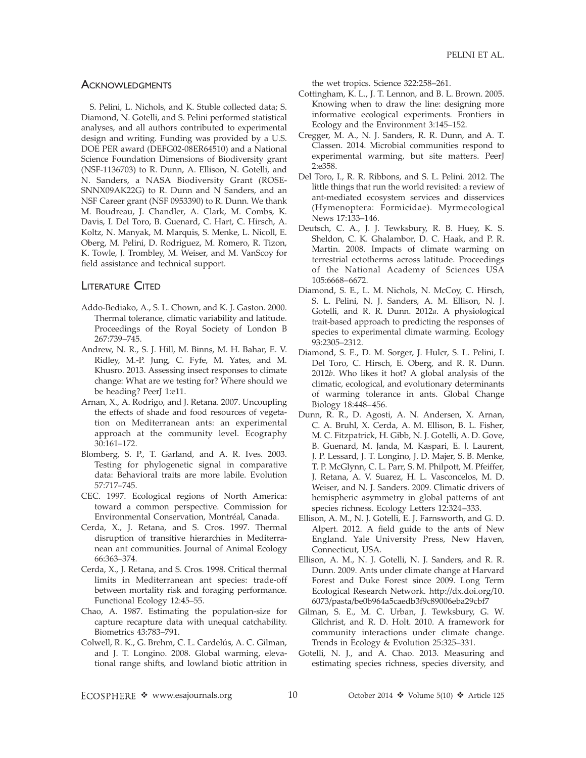## Acknowledgments

S. Pelini, L. Nichols, and K. Stuble collected data; S. Diamond, N. Gotelli, and S. Pelini performed statistical analyses, and all authors contributed to experimental design and writing. Funding was provided by a U.S. DOE PER award (DEFG02-08ER64510) and a National Science Foundation Dimensions of Biodiversity grant (NSF-1136703) to R. Dunn, A. Ellison, N. Gotelli, and N. Sanders, a NASA Biodiversity Grant (ROSE-SNNX09AK22G) to R. Dunn and N Sanders, and an NSF Career grant (NSF 0953390) to R. Dunn. We thank M. Boudreau, J. Chandler, A. Clark, M. Combs, K. Davis, I. Del Toro, B. Guenard, C. Hart, C. Hirsch, A. Koltz, N. Manyak, M. Marquis, S. Menke, L. Nicoll, E. Oberg, M. Pelini, D. Rodriguez, M. Romero, R. Tizon, K. Towle, J. Trombley, M. Weiser, and M. VanScoy for field assistance and technical support.

## Literature Cited

Addo-Bediako, A., S. L. Chown, and K. J. Gaston. 2000. Thermal tolerance, climatic variability and latitude. Proceedings of the Royal Society of London B 267:739–745.

Andrew, N. R., S. J. Hill, M. Binns, M. H. Bahar, E. V. Ridley, M.-P. Jung, C. Fyfe, M. Yates, and M. Khusro. 2013. Assessing insect responses to climate change: What are we testing for? Where should we be heading? PeerJ 1:e11.

Arnan, X., A. Rodrigo, and J. Retana. 2007. Uncoupling the effects of shade and food resources of vegetation on Mediterranean ants: an experimental approach at the community level. Ecography 30:161–172.

Blomberg, S. P., T. Garland, and A. R. Ives. 2003. Testing for phylogenetic signal in comparative data: Behavioral traits are more labile. Evolution 57:717–745.

CEC. 1997. Ecological regions of North America: toward a common perspective. Commission for Environmental Conservation, Montréal, Canada.

Cerda, X., J. Retana, and S. Cros. 1997. Thermal disruption of transitive hierarchies in Mediterranean ant communities. Journal of Animal Ecology 66:363–374.

Cerda, X., J. Retana, and S. Cros. 1998. Critical thermal limits in Mediterranean ant species: trade-off between mortality risk and foraging performance. Functional Ecology 12:45–55.

Chao, A. 1987. Estimating the population-size for capture recapture data with unequal catchability. Biometrics 43:783–791.

Colwell, R. K., G. Brehm, C. L. Cardelús, A. C. Gilman, and J. T. Longino. 2008. Global warming, elevational range shifts, and lowland biotic attrition in the wet tropics. Science 322:258–261.

Cottingham, K. L., J. T. Lennon, and B. L. Brown. 2005. Knowing when to draw the line: designing more informative ecological experiments. Frontiers in Ecology and the Environment 3:145–152.

Cregger, M. A., N. J. Sanders, R. R. Dunn, and A. T. Classen. 2014. Microbial communities respond to experimental warming, but site matters. PeerJ 2:e358.

Del Toro, I., R. R. Ribbons, and S. L. Pelini. 2012. The little things that run the world revisited: a review of ant-mediated ecosystem services and disservices (Hymenoptera: Formicidae). Myrmecological News 17:133–146.

Deutsch, C. A., J. J. Tewksbury, R. B. Huey, K. S. Sheldon, C. K. Ghalambor, D. C. Haak, and P. R. Martin. 2008. Impacts of climate warming on terrestrial ectotherms across latitude. Proceedings of the National Academy of Sciences USA 105:6668–6672.

Diamond, S. E., L. M. Nichols, N. McCoy, C. Hirsch, S. L. Pelini, N. J. Sanders, A. M. Ellison, N. J. Gotelli, and R. R. Dunn. 2012*a*. A physiological trait-based approach to predicting the responses of species to experimental climate warming. Ecology 93:2305–2312.

Diamond, S. E., D. M. Sorger, J. Hulcr, S. L. Pelini, I. Del Toro, C. Hirsch, E. Oberg, and R. R. Dunn. 2012*b*. Who likes it hot? A global analysis of the climatic, ecological, and evolutionary determinants of warming tolerance in ants. Global Change Biology 18:448–456.

Dunn, R. R., D. Agosti, A. N. Andersen, X. Arnan, C. A. Bruhl, X. Cerda, A. M. Ellison, B. L. Fisher, M. C. Fitzpatrick, H. Gibb, N. J. Gotelli, A. D. Gove, B. Guenard, M. Janda, M. Kaspari, E. J. Laurent, J. P. Lessard, J. T. Longino, J. D. Majer, S. B. Menke, T. P. McGlynn, C. L. Parr, S. M. Philpott, M. Pfeiffer, J. Retana, A. V. Suarez, H. L. Vasconcelos, M. D. Weiser, and N. J. Sanders. 2009. Climatic drivers of hemispheric asymmetry in global patterns of ant species richness. Ecology Letters 12:324–333.

Ellison, A. M., N. J. Gotelli, E. J. Farnsworth, and G. D. Alpert. 2012. A field guide to the ants of New England. Yale University Press, New Haven, Connecticut, USA.

Ellison, A. M., N. J. Gotelli, N. J. Sanders, and R. R. Dunn. 2009. Ants under climate change at Harvard Forest and Duke Forest since 2009. Long Term Ecological Research Network. http://dx.doi.org/10.6073/pasta/be0b964a5caedb3f9c89006eba29cbf7

Gilman, S. E., M. C. Urban, J. Tewksbury, G. W. Gilchrist, and R. D. Holt. 2010. A framework for community interactions under climate change. Trends in Ecology & Evolution 25:325–331.

Gotelli, N. J., and A. Chao. 2013. Measuring and estimating species richness, species diversity, and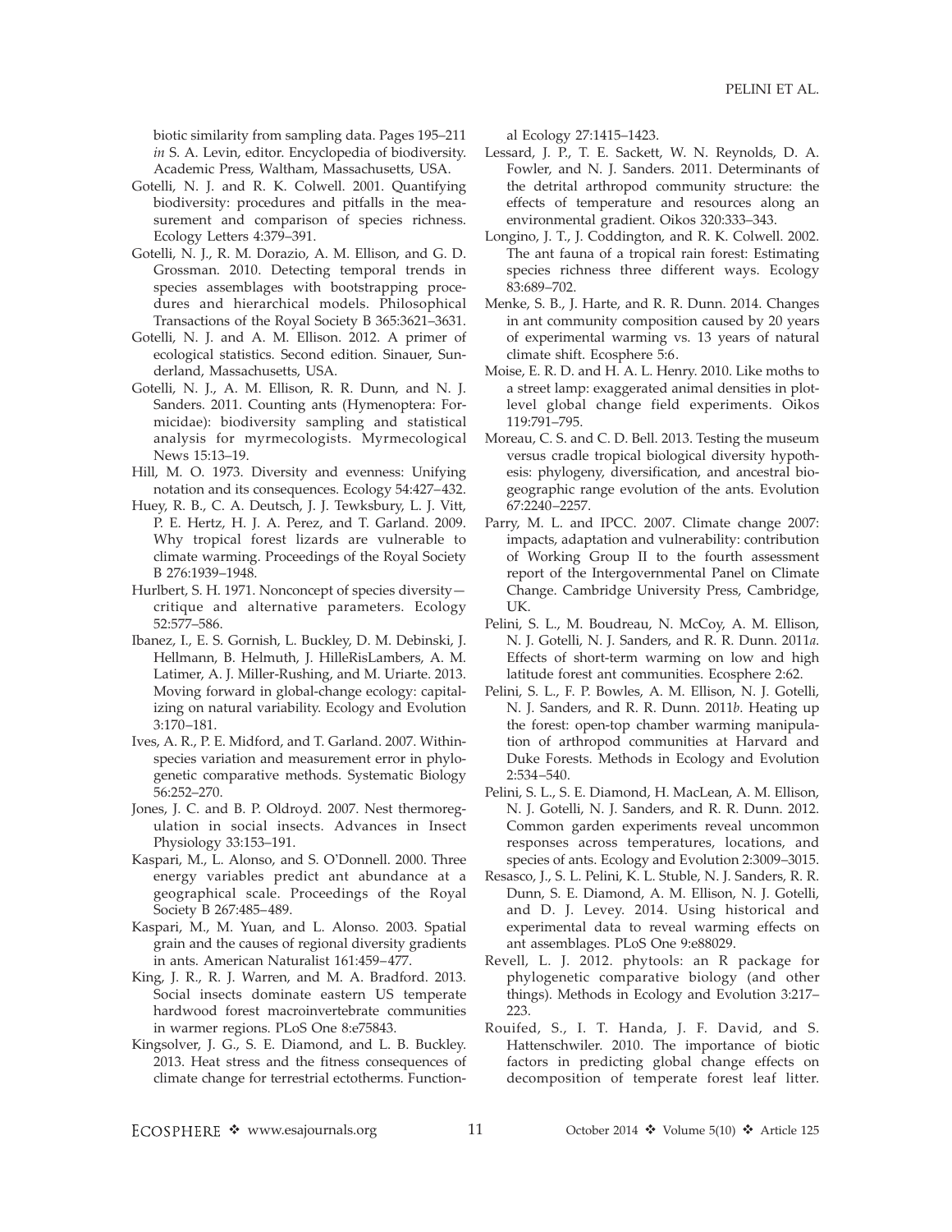biotic similarity from sampling data. Pages 195–211 *in* S. A. Levin, editor. Encyclopedia of biodiversity. Academic Press, Waltham, Massachusetts, USA.

Gotelli, N. J. and R. K. Colwell. 2001. Quantifying biodiversity: procedures and pitfalls in the measurement and comparison of species richness. Ecology Letters 4:379–391.

Gotelli, N. J., R. M. Dorazio, A. M. Ellison, and G. D. Grossman. 2010. Detecting temporal trends in species assemblages with bootstrapping procedures and hierarchical models. Philosophical Transactions of the Royal Society B 365:3621–3631.

Gotelli, N. J. and A. M. Ellison. 2012. A primer of ecological statistics. Second edition. Sinauer, Sunderland, Massachusetts, USA.

Gotelli, N. J., A. M. Ellison, R. R. Dunn, and N. J. Sanders. 2011. Counting ants (Hymenoptera: Formicidae): biodiversity sampling and statistical analysis for myrmecologists. Myrmecological News 15:13–19.

Hill, M. O. 1973. Diversity and evenness: Unifying notation and its consequences. Ecology 54:427–432.

Huey, R. B., C. A. Deutsch, J. J. Tewksbury, L. J. Vitt, P. E. Hertz, H. J. A. Perez, and T. Garland. 2009. Why tropical forest lizards are vulnerable to climate warming. Proceedings of the Royal Society B 276:1939–1948.

Hurlbert, S. H. 1971. Nonconcept of species diversity—critique and alternative parameters. Ecology 52:577–586.

Ibanez, I., E. S. Gornish, L. Buckley, D. M. Debinski, J. Hellmann, B. Helmuth, J. HilleRisLambers, A. M. Latimer, A. J. Miller-Rushing, and M. Uriarte. 2013. Moving forward in global-change ecology: capitalizing on natural variability. Ecology and Evolution 3:170–181.

Ives, A. R., P. E. Midford, and T. Garland. 2007. Within-species variation and measurement error in phylogenetic comparative methods. Systematic Biology 56:252–270.

Jones, J. C. and B. P. Oldroyd. 2007. Nest thermoregulation in social insects. Advances in Insect Physiology 33:153–191.

Kaspari, M., L. Alonso, and S. O'Donnell. 2000. Three energy variables predict ant abundance at a geographical scale. Proceedings of the Royal Society B 267:485–489.

Kaspari, M., M. Yuan, and L. Alonso. 2003. Spatial grain and the causes of regional diversity gradients in ants. American Naturalist 161:459–477.

King, J. R., R. J. Warren, and M. A. Bradford. 2013. Social insects dominate eastern US temperate hardwood forest macroinvertebrate communities in warmer regions. PLoS One 8:e75843.

Kingsolver, J. G., S. E. Diamond, and L. B. Buckley. 2013. Heat stress and the fitness consequences of climate change for terrestrial ectotherms. Functional Ecology 27:1415–1423.

Lessard, J. P., T. E. Sackett, W. N. Reynolds, D. A. Fowler, and N. J. Sanders. 2011. Determinants of the detrital arthropod community structure: the effects of temperature and resources along an environmental gradient. Oikos 320:333–343.

Longino, J. T., J. Coddington, and R. K. Colwell. 2002. The ant fauna of a tropical rain forest: Estimating species richness three different ways. Ecology 83:689–702.

Menke, S. B., J. Harte, and R. R. Dunn. 2014. Changes in ant community composition caused by 20 years of experimental warming vs. 13 years of natural climate shift. Ecosphere 5:6.

Moise, E. R. D. and H. A. L. Henry. 2010. Like moths to a street lamp: exaggerated animal densities in plot-level global change field experiments. Oikos 119:791–795.

Moreau, C. S. and C. D. Bell. 2013. Testing the museum versus cradle tropical biological diversity hypothesis: phylogeny, diversification, and ancestral biogeographic range evolution of the ants. Evolution 67:2240–2257.

Parry, M. L. and IPCC. 2007. Climate change 2007: impacts, adaptation and vulnerability: contribution of Working Group II to the fourth assessment report of the Intergovernmental Panel on Climate Change. Cambridge University Press, Cambridge, UK.

Pelini, S. L., M. Boudreau, N. McCoy, A. M. Ellison, N. J. Gotelli, N. J. Sanders, and R. R. Dunn. 2011*a*. Effects of short-term warming on low and high latitude forest ant communities. Ecosphere 2:62.

Pelini, S. L., F. P. Bowles, A. M. Ellison, N. J. Gotelli, N. J. Sanders, and R. R. Dunn. 2011*b*. Heating up the forest: open-top chamber warming manipulation of arthropod communities at Harvard and Duke Forests. Methods in Ecology and Evolution 2:534–540.

Pelini, S. L., S. E. Diamond, H. MacLean, A. M. Ellison, N. J. Gotelli, N. J. Sanders, and R. R. Dunn. 2012. Common garden experiments reveal uncommon responses across temperatures, locations, and species of ants. Ecology and Evolution 2:3009–3015.

Resasco, J., S. L. Pelini, K. L. Stuble, N. J. Sanders, R. R. Dunn, S. E. Diamond, A. M. Ellison, N. J. Gotelli, and D. J. Levey. 2014. Using historical and experimental data to reveal warming effects on ant assemblages. PLoS One 9:e88029.

Revell, L. J. 2012. phytools: an R package for phylogenetic comparative biology (and other things). Methods in Ecology and Evolution 3:217–223.

Rouifed, S., I. T. Handa, J. F. David, and S. Hattenschwiler. 2010. The importance of biotic factors in predicting global change effects on decomposition of temperate forest leaf litter.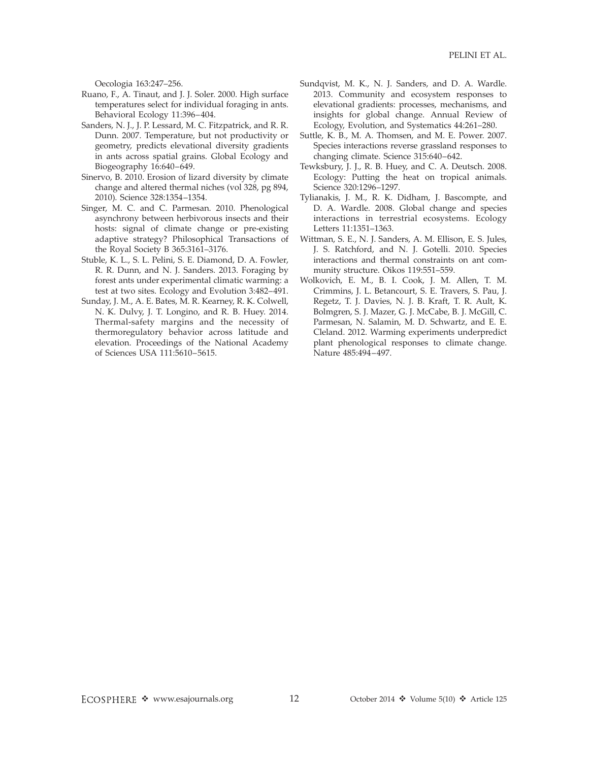Oecologia 163:247–256.

Ruano, F., A. Tinaut, and J. J. Soler. 2000. High surface temperatures select for individual foraging in ants. Behavioral Ecology 11:396–404.

Sanders, N. J., J. P. Lessard, M. C. Fitzpatrick, and R. R. Dunn. 2007. Temperature, but not productivity or geometry, predicts elevational diversity gradients in ants across spatial grains. Global Ecology and Biogeography 16:640–649.

Sinervo, B. 2010. Erosion of lizard diversity by climate change and altered thermal niches (vol 328, pg 894, 2010). Science 328:1354–1354.

Singer, M. C. and C. Parmesan. 2010. Phenological asynchrony between herbivorous insects and their hosts: signal of climate change or pre-existing adaptive strategy? Philosophical Transactions of the Royal Society B 365:3161–3176.

Stuble, K. L., S. L. Pelini, S. E. Diamond, D. A. Fowler, R. R. Dunn, and N. J. Sanders. 2013. Foraging by forest ants under experimental climatic warming: a test at two sites. Ecology and Evolution 3:482–491.

Sunday, J. M., A. E. Bates, M. R. Kearney, R. K. Colwell, N. K. Dulvy, J. T. Longino, and R. B. Huey. 2014. Thermal-safety margins and the necessity of thermoregulatory behavior across latitude and elevation. Proceedings of the National Academy of Sciences USA 111:5610–5615.

Sundqvist, M. K., N. J. Sanders, and D. A. Wardle. 2013. Community and ecosystem responses to elevational gradients: processes, mechanisms, and insights for global change. Annual Review of Ecology, Evolution, and Systematics 44:261–280.

Suttle, K. B., M. A. Thomsen, and M. E. Power. 2007. Species interactions reverse grassland responses to changing climate. Science 315:640–642.

Tewksbury, J. J., R. B. Huey, and C. A. Deutsch. 2008. Ecology: Putting the heat on tropical animals. Science 320:1296–1297.

Tylianakis, J. M., R. K. Didham, J. Bascompte, and D. A. Wardle. 2008. Global change and species interactions in terrestrial ecosystems. Ecology Letters 11:1351–1363.

Wittman, S. E., N. J. Sanders, A. M. Ellison, E. S. Jules, J. S. Ratchford, and N. J. Gotelli. 2010. Species interactions and thermal constraints on ant community structure. Oikos 119:551–559.

Wolkovich, E. M., B. I. Cook, J. M. Allen, T. M. Crimmins, J. L. Betancourt, S. E. Travers, S. Pau, J. Regetz, T. J. Davies, N. J. B. Kraft, T. R. Ault, K. Bolmgren, S. J. Mazer, G. J. McCabe, B. J. McGill, C. Parmesan, N. Salamin, M. D. Schwartz, and E. E. Cleland. 2012. Warming experiments underpredict plant phenological responses to climate change. Nature 485:494–497.